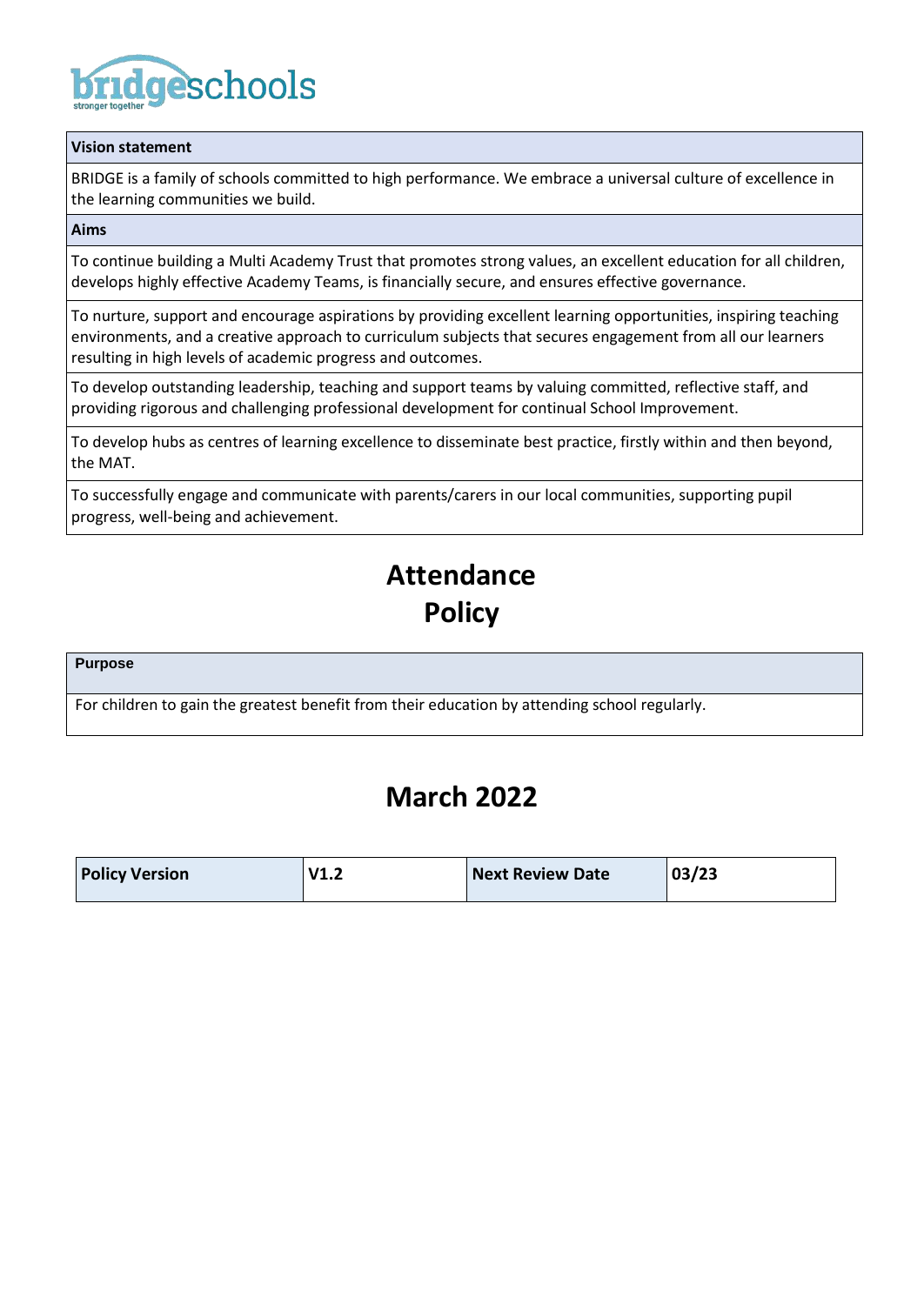bridgeschools
stronger together

| Vision statement |
| --- |
| BRIDGE is a family of schools committed to high performance. We embrace a universal culture of excellence in the learning communities we build. |

| Aims |
| --- |
| To continue building a Multi Academy Trust that promotes strong values, an excellent education for all children, develops highly effective Academy Teams, is financially secure, and ensures effective governance. |
| To nurture, support and encourage aspirations by providing excellent learning opportunities, inspiring teaching environments, and a creative approach to curriculum subjects that secures engagement from all our learners resulting in high levels of academic progress and outcomes. |
| To develop outstanding leadership, teaching and support teams by valuing committed, reflective staff, and providing rigorous and challenging professional development for continual School Improvement. |
| To develop hubs as centres of learning excellence to disseminate best practice, firstly within and then beyond, the MAT. |
| To successfully engage and communicate with parents/carers in our local communities, supporting pupil progress, well-being and achievement. |

# Attendance Policy

| Purpose |
| --- |
| For children to gain the greatest benefit from their education by attending school regularly. |

## March 2022

| Policy Version | V1.2 | Next Review Date | 03/23 |
| --- | --- | --- | --- |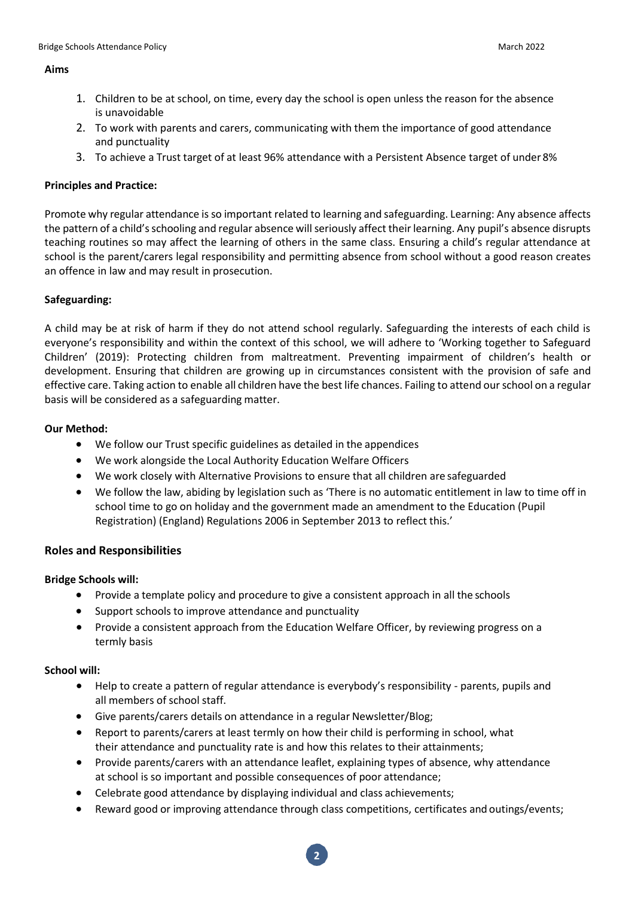**Aims**

1. Children to be at school, on time, every day the school is open unless the reason for the absence is unavoidable
2. To work with parents and carers, communicating with them the importance of good attendance and punctuality
3. To achieve a Trust target of at least 96% attendance with a Persistent Absence target of under 8%

**Principles and Practice:**

Promote why regular attendance is so important related to learning and safeguarding. Learning: Any absence affects the pattern of a child's schooling and regular absence will seriously affect their learning. Any pupil's absence disrupts teaching routines so may affect the learning of others in the same class. Ensuring a child's regular attendance at school is the parent/carers legal responsibility and permitting absence from school without a good reason creates an offence in law and may result in prosecution.

**Safeguarding:**

A child may be at risk of harm if they do not attend school regularly. Safeguarding the interests of each child is everyone's responsibility and within the context of this school, we will adhere to 'Working together to Safeguard Children' (2019): Protecting children from maltreatment. Preventing impairment of children's health or development. Ensuring that children are growing up in circumstances consistent with the provision of safe and effective care. Taking action to enable all children have the best life chances. Failing to attend our school on a regular basis will be considered as a safeguarding matter.

**Our Method:**

- We follow our Trust specific guidelines as detailed in the appendices
- We work alongside the Local Authority Education Welfare Officers
- We work closely with Alternative Provisions to ensure that all children are safeguarded
- We follow the law, abiding by legislation such as 'There is no automatic entitlement in law to time off in school time to go on holiday and the government made an amendment to the Education (Pupil Registration) (England) Regulations 2006 in September 2013 to reflect this.'

## Roles and Responsibilities

**Bridge Schools will:**

- Provide a template policy and procedure to give a consistent approach in all the schools
- Support schools to improve attendance and punctuality
- Provide a consistent approach from the Education Welfare Officer, by reviewing progress on a termly basis

**School will:**

- Help to create a pattern of regular attendance is everybody's responsibility - parents, pupils and all members of school staff.
- Give parents/carers details on attendance in a regular Newsletter/Blog;
- Report to parents/carers at least termly on how their child is performing in school, what their attendance and punctuality rate is and how this relates to their attainments;
- Provide parents/carers with an attendance leaflet, explaining types of absence, why attendance at school is so important and possible consequences of poor attendance;
- Celebrate good attendance by displaying individual and class achievements;
- Reward good or improving attendance through class competitions, certificates and outings/events;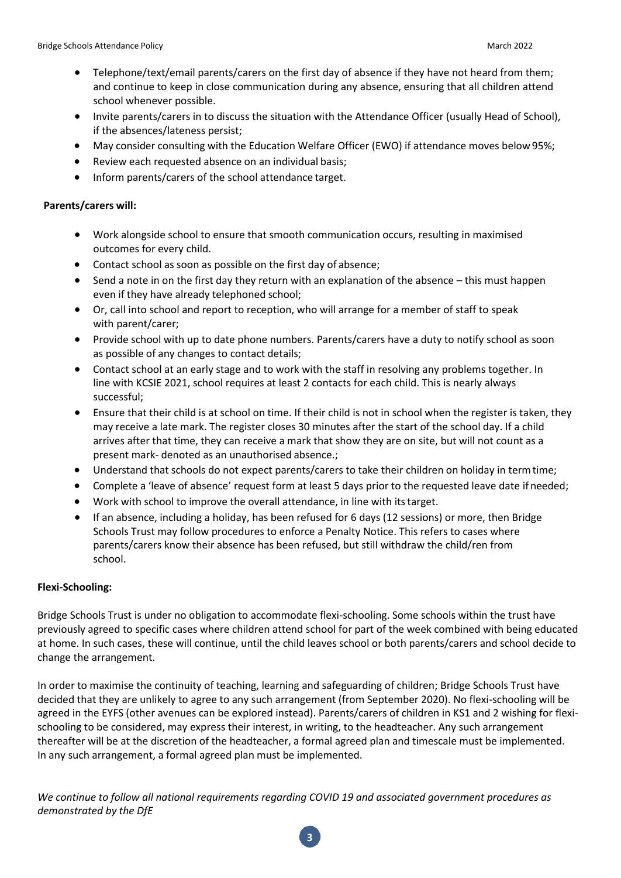- Telephone/text/email parents/carers on the first day of absence if they have not heard from them; and continue to keep in close communication during any absence, ensuring that all children attend school whenever possible.
- Invite parents/carers in to discuss the situation with the Attendance Officer (usually Head of School), if the absences/lateness persist;
- May consider consulting with the Education Welfare Officer (EWO) if attendance moves below 95%;
- Review each requested absence on an individual basis;
- Inform parents/carers of the school attendance target.

**Parents/carers will:**

- Work alongside school to ensure that smooth communication occurs, resulting in maximised outcomes for every child.
- Contact school as soon as possible on the first day of absence;
- Send a note in on the first day they return with an explanation of the absence – this must happen even if they have already telephoned school;
- Or, call into school and report to reception, who will arrange for a member of staff to speak with parent/carer;
- Provide school with up to date phone numbers. Parents/carers have a duty to notify school as soon as possible of any changes to contact details;
- Contact school at an early stage and to work with the staff in resolving any problems together. In line with KCSIE 2021, school requires at least 2 contacts for each child. This is nearly always successful;
- Ensure that their child is at school on time. If their child is not in school when the register is taken, they may receive a late mark. The register closes 30 minutes after the start of the school day. If a child arrives after that time, they can receive a mark that show they are on site, but will not count as a present mark- denoted as an unauthorised absence.;
- Understand that schools do not expect parents/carers to take their children on holiday in term time;
- Complete a 'leave of absence' request form at least 5 days prior to the requested leave date if needed;
- Work with school to improve the overall attendance, in line with its target.
- If an absence, including a holiday, has been refused for 6 days (12 sessions) or more, then Bridge Schools Trust may follow procedures to enforce a Penalty Notice. This refers to cases where parents/carers know their absence has been refused, but still withdraw the child/ren from school.

**Flexi-Schooling:**

Bridge Schools Trust is under no obligation to accommodate flexi-schooling. Some schools within the trust have previously agreed to specific cases where children attend school for part of the week combined with being educated at home. In such cases, these will continue, until the child leaves school or both parents/carers and school decide to change the arrangement.

In order to maximise the continuity of teaching, learning and safeguarding of children; Bridge Schools Trust have decided that they are unlikely to agree to any such arrangement (from September 2020). No flexi-schooling will be agreed in the EYFS (other avenues can be explored instead). Parents/carers of children in KS1 and 2 wishing for flexi-schooling to be considered, may express their interest, in writing, to the headteacher. Any such arrangement thereafter will be at the discretion of the headteacher, a formal agreed plan and timescale must be implemented. In any such arrangement, a formal agreed plan must be implemented.

*We continue to follow all national requirements regarding COVID 19 and associated government procedures as demonstrated by the DfE*